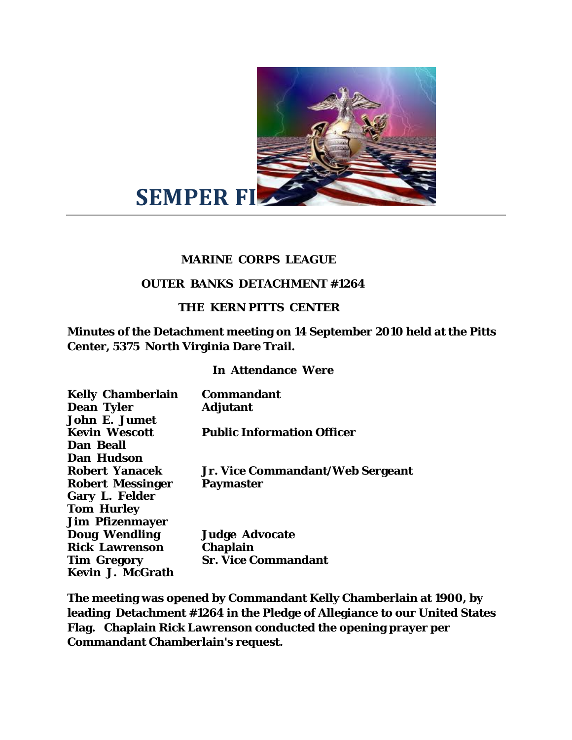# SEMPER FI

**MARINE CORPS LEAGUE**

**OUTER BANKS DETACHMENT #1264**

**THE KERN PITTS CENTER**

**Minutes of the Detachment meeting on 14 September 2010 held at the Pitts Center, 5375 North Virginia Dare Trail.**

**In Attendance Were**

| | |
|---|---|
| **Kelly Chamberlain** | **Commandant** |
| **Dean Tyler** | **Adjutant** |
| **John E. Jumet** | |
| **Kevin Wescott** | **Public Information Officer** |
| **Dan Beall** | |
| **Dan Hudson** | |
| **Robert Yanacek** | **Jr. Vice Commandant/Web Sergeant** |
| **Robert Messinger** | **Paymaster** |
| **Gary L. Felder** | |
| **Tom Hurley** | |
| **Jim Pfizenmayer** | |
| **Doug Wendling** | **Judge Advocate** |
| **Rick Lawrenson** | **Chaplain** |
| **Tim Gregory** | **Sr. Vice Commandant** |
| **Kevin J. McGrath** | |

**The meeting was opened by Commandant Kelly Chamberlain at 1900, by leading Detachment #1264 in the Pledge of Allegiance to our United States Flag. Chaplain Rick Lawrenson conducted the opening prayer per Commandant Chamberlain's request.**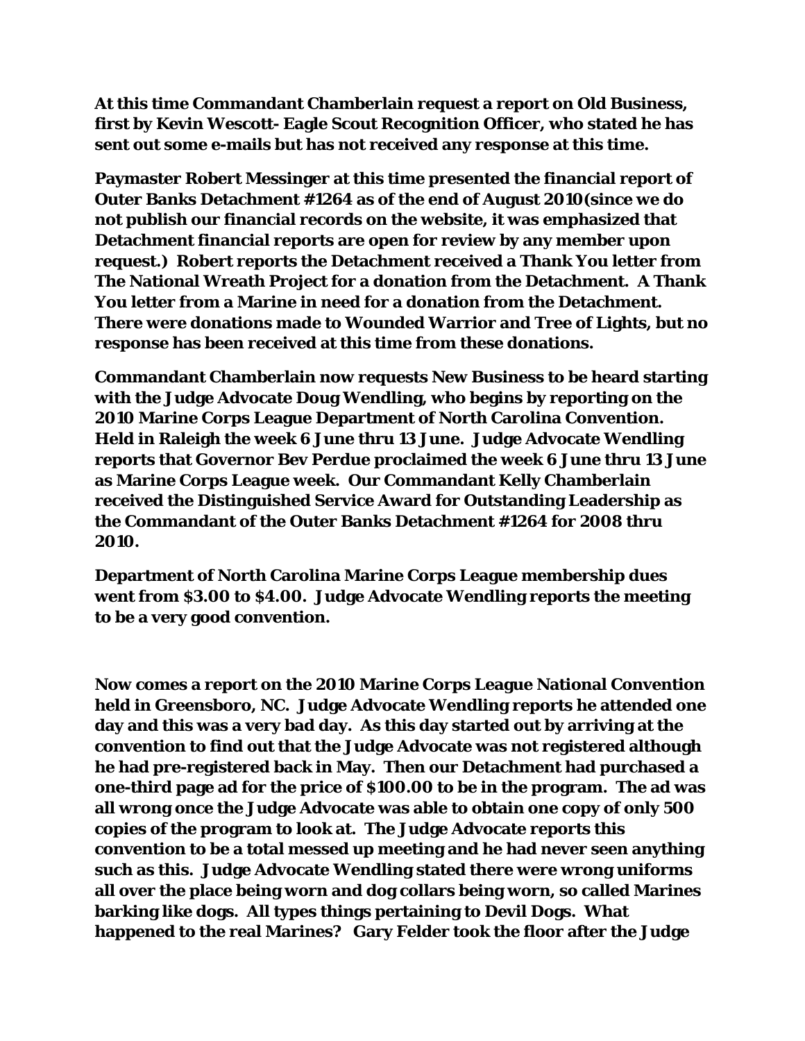**At this time Commandant Chamberlain request a report on Old Business, first by Kevin Wescott- Eagle Scout Recognition Officer, who stated he has sent out some e-mails but has not received any response at this time.**

**Paymaster Robert Messinger at this time presented the financial report of Outer Banks Detachment #1264 as of the end of August 2010(since we do not publish our financial records on the website, it was emphasized that Detachment financial reports are open for review by any member upon request.) Robert reports the Detachment received a Thank You letter from The National Wreath Project for a donation from the Detachment. A Thank You letter from a Marine in need for a donation from the Detachment. There were donations made to Wounded Warrior and Tree of Lights, but no response has been received at this time from these donations.**

**Commandant Chamberlain now requests New Business to be heard starting with the Judge Advocate Doug Wendling, who begins by reporting on the 2010 Marine Corps League Department of North Carolina Convention. Held in Raleigh the week 6 June thru 13 June. Judge Advocate Wendling reports that Governor Bev Perdue proclaimed the week 6 June thru 13 June as Marine Corps League week. Our Commandant Kelly Chamberlain received the Distinguished Service Award for Outstanding Leadership as the Commandant of the Outer Banks Detachment #1264 for 2008 thru 2010.**

**Department of North Carolina Marine Corps League membership dues went from $3.00 to $4.00. Judge Advocate Wendling reports the meeting to be a very good convention.**

**Now comes a report on the 2010 Marine Corps League National Convention held in Greensboro, NC. Judge Advocate Wendling reports he attended one day and this was a very bad day. As this day started out by arriving at the convention to find out that the Judge Advocate was not registered although he had pre-registered back in May. Then our Detachment had purchased a one-third page ad for the price of $100.00 to be in the program. The ad was all wrong once the Judge Advocate was able to obtain one copy of only 500 copies of the program to look at. The Judge Advocate reports this convention to be a total messed up meeting and he had never seen anything such as this. Judge Advocate Wendling stated there were wrong uniforms all over the place being worn and dog collars being worn, so called Marines barking like dogs. All types things pertaining to Devil Dogs. What happened to the real Marines? Gary Felder took the floor after the Judge**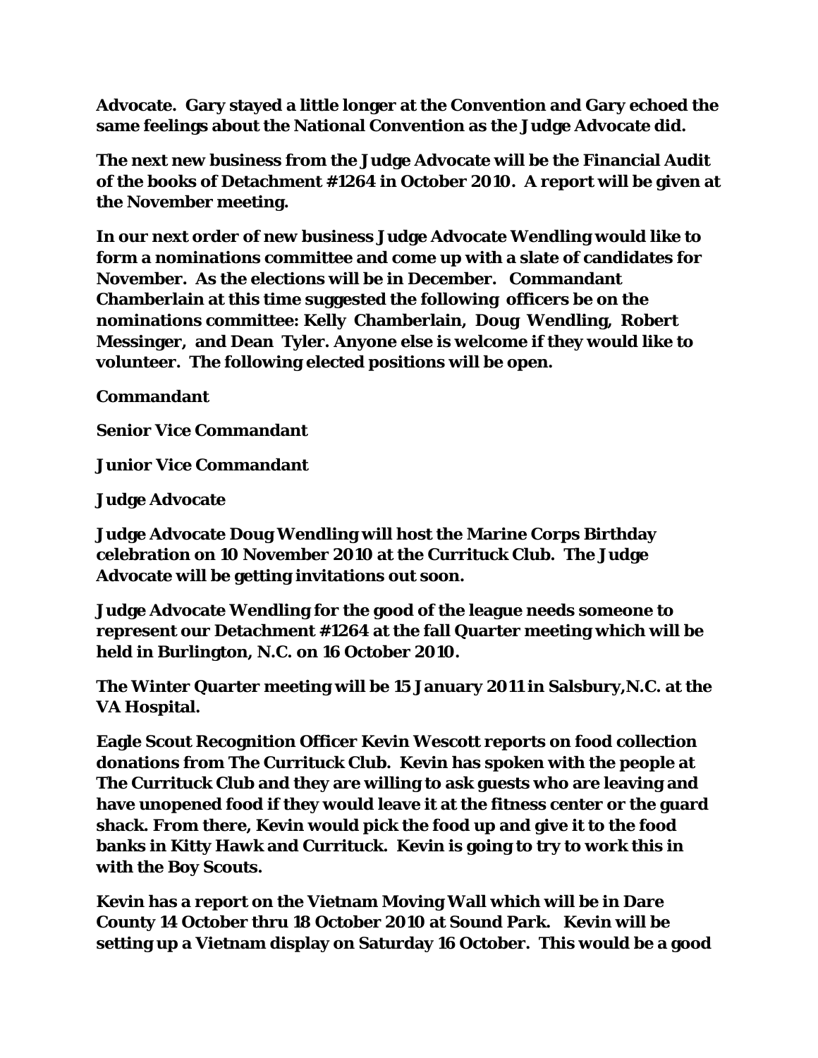**Advocate. Gary stayed a little longer at the Convention and Gary echoed the same feelings about the National Convention as the Judge Advocate did.**

**The next new business from the Judge Advocate will be the Financial Audit of the books of Detachment #1264 in October 2010. A report will be given at the November meeting.**

**In our next order of new business Judge Advocate Wendling would like to form a nominations committee and come up with a slate of candidates for November. As the elections will be in December. Commandant Chamberlain at this time suggested the following officers be on the nominations committee: Kelly Chamberlain, Doug Wendling, Robert Messinger, and Dean Tyler. Anyone else is welcome if they would like to volunteer. The following elected positions will be open.**

**Commandant**

**Senior Vice Commandant**

**Junior Vice Commandant**

**Judge Advocate**

**Judge Advocate Doug Wendling will host the Marine Corps Birthday celebration on 10 November 2010 at the Currituck Club. The Judge Advocate will be getting invitations out soon.**

**Judge Advocate Wendling for the good of the league needs someone to represent our Detachment #1264 at the fall Quarter meeting which will be held in Burlington, N.C. on 16 October 2010.**

**The Winter Quarter meeting will be 15 January 2011 in Salsbury,N.C. at the VA Hospital.**

**Eagle Scout Recognition Officer Kevin Wescott reports on food collection donations from The Currituck Club. Kevin has spoken with the people at The Currituck Club and they are willing to ask guests who are leaving and have unopened food if they would leave it at the fitness center or the guard shack. From there, Kevin would pick the food up and give it to the food banks in Kitty Hawk and Currituck. Kevin is going to try to work this in with the Boy Scouts.**

**Kevin has a report on the Vietnam Moving Wall which will be in Dare County 14 October thru 18 October 2010 at Sound Park. Kevin will be setting up a Vietnam display on Saturday 16 October. This would be a good**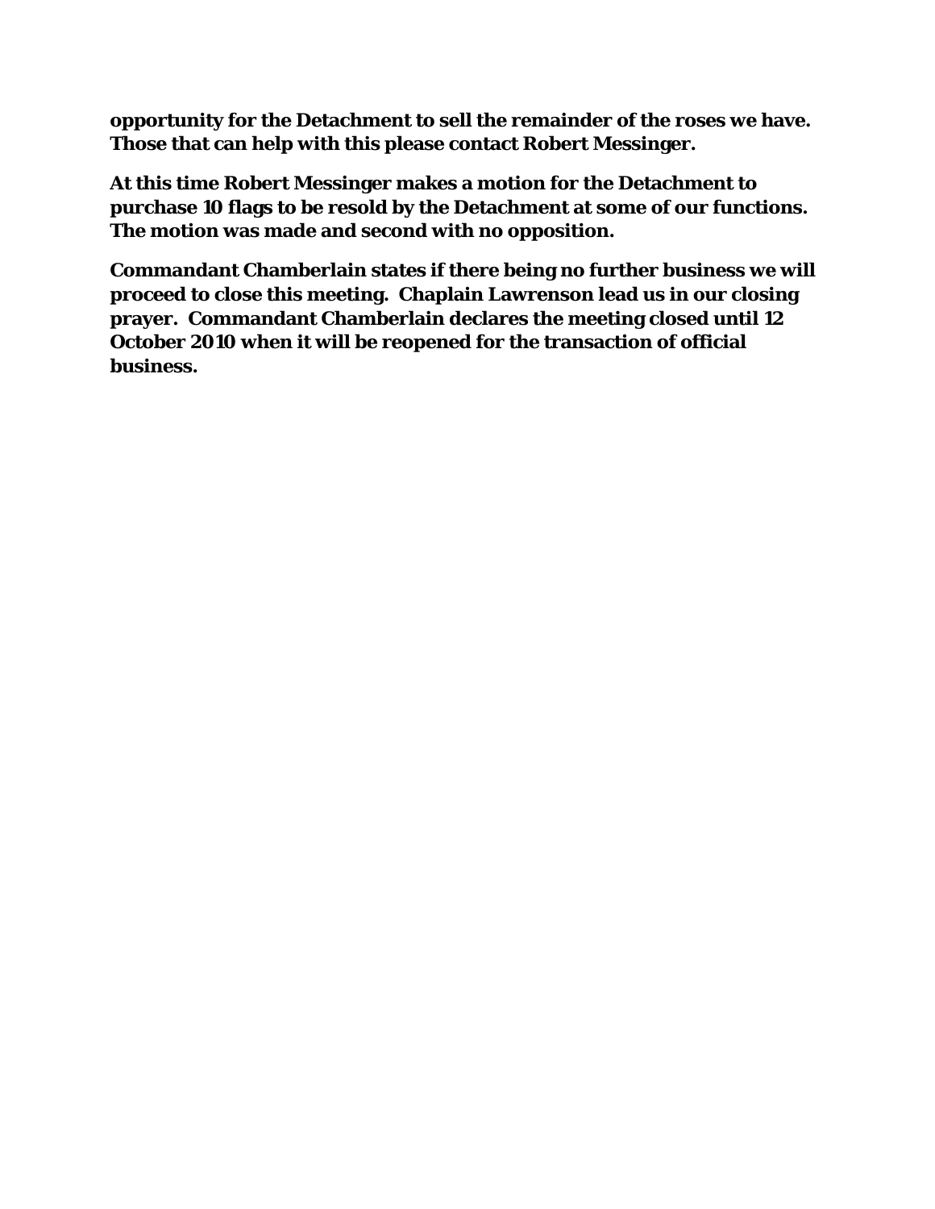**opportunity for the Detachment to sell the remainder of the roses we have. Those that can help with this please contact Robert Messinger.**

**At this time Robert Messinger makes a motion for the Detachment to purchase 10 flags to be resold by the Detachment at some of our functions. The motion was made and second with no opposition.**

**Commandant Chamberlain states if there being no further business we will proceed to close this meeting. Chaplain Lawrenson lead us in our closing prayer. Commandant Chamberlain declares the meeting closed until 12 October 2010 when it will be reopened for the transaction of official business.**